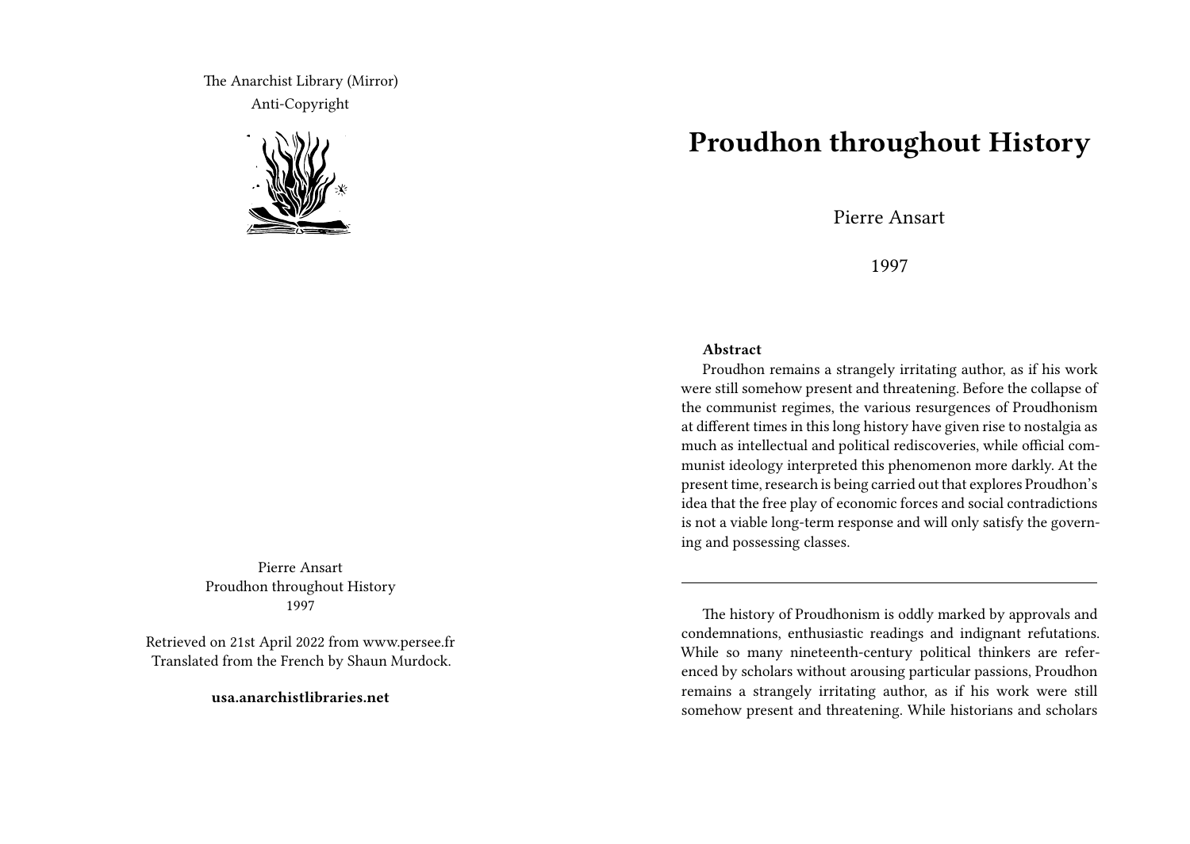The Anarchist Library (Mirror)

Anti-Copyright

Pierre Ansart
Proudhon throughout History
1997

Retrieved on 21st April 2022 from www.persee.fr
Translated from the French by Shaun Murdock.

**usa.anarchistlibraries.net**

# Proudhon throughout History

Pierre Ansart

1997

**Abstract**

Proudhon remains a strangely irritating author, as if his work were still somehow present and threatening. Before the collapse of the communist regimes, the various resurgences of Proudhonism at different times in this long history have given rise to nostalgia as much as intellectual and political rediscoveries, while official communist ideology interpreted this phenomenon more darkly. At the present time, research is being carried out that explores Proudhon's idea that the free play of economic forces and social contradictions is not a viable long-term response and will only satisfy the governing and possessing classes.

---

The history of Proudhonism is oddly marked by approvals and condemnations, enthusiastic readings and indignant refutations. While so many nineteenth-century political thinkers are referenced by scholars without arousing particular passions, Proudhon remains a strangely irritating author, as if his work were still somehow present and threatening. While historians and scholars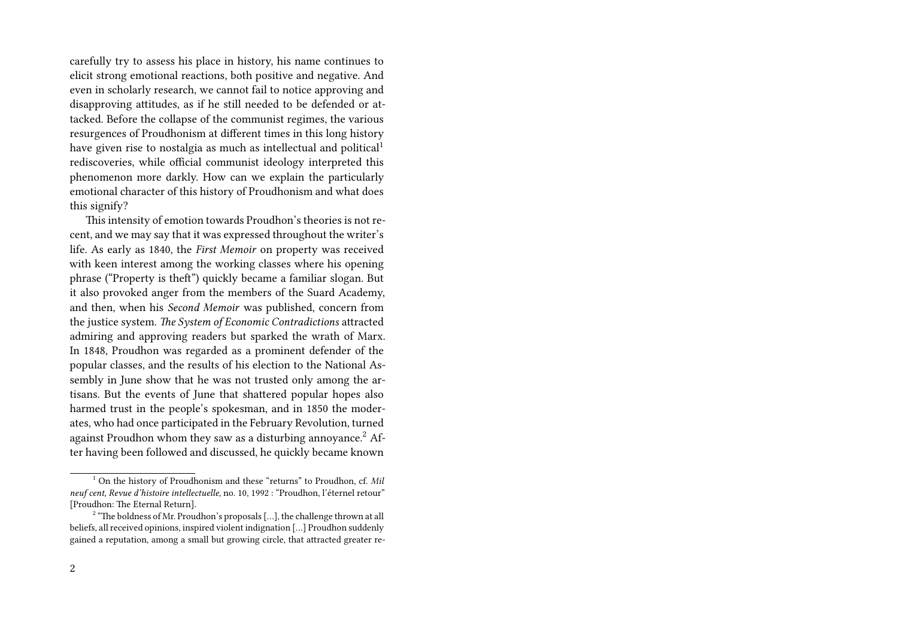carefully try to assess his place in history, his name continues to elicit strong emotional reactions, both positive and negative. And even in scholarly research, we cannot fail to notice approving and disapproving attitudes, as if he still needed to be defended or attacked. Before the collapse of the communist regimes, the various resurgences of Proudhonism at different times in this long history have given rise to nostalgia as much as intellectual and political[1] rediscoveries, while official communist ideology interpreted this phenomenon more darkly. How can we explain the particularly emotional character of this history of Proudhonism and what does this signify?

This intensity of emotion towards Proudhon's theories is not recent, and we may say that it was expressed throughout the writer's life. As early as 1840, the *First Memoir* on property was received with keen interest among the working classes where his opening phrase ("Property is theft") quickly became a familiar slogan. But it also provoked anger from the members of the Suard Academy, and then, when his *Second Memoir* was published, concern from the justice system. *The System of Economic Contradictions* attracted admiring and approving readers but sparked the wrath of Marx. In 1848, Proudhon was regarded as a prominent defender of the popular classes, and the results of his election to the National Assembly in June show that he was not trusted only among the artisans. But the events of June that shattered popular hopes also harmed trust in the people's spokesman, and in 1850 the moderates, who had once participated in the February Revolution, turned against Proudhon whom they saw as a disturbing annoyance.[2] After having been followed and discussed, he quickly became known

---

[1] On the history of Proudhonism and these "returns" to Proudhon, cf. *Mil neuf cent, Revue d'histoire intellectuelle*, no. 10, 1992 : "Proudhon, l'éternel retour" [Proudhon: The Eternal Return].

[2] "The boldness of Mr. Proudhon's proposals […], the challenge thrown at all beliefs, all received opinions, inspired violent indignation […] Proudhon suddenly gained a reputation, among a small but growing circle, that attracted greater re-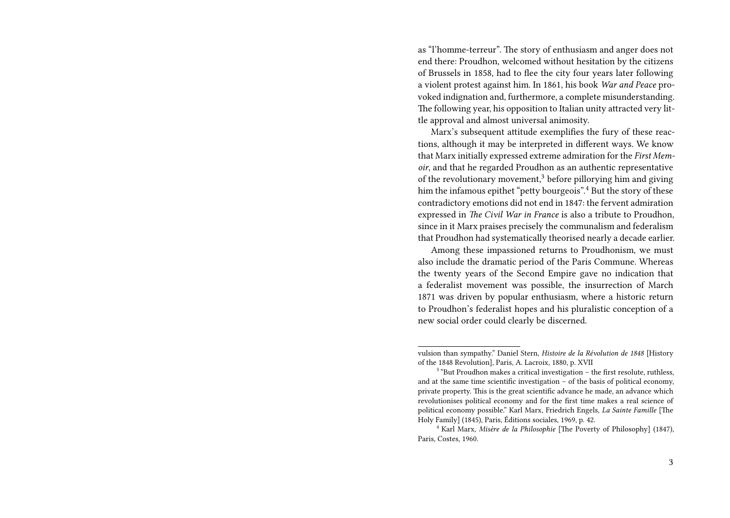as "l'homme-terreur". The story of enthusiasm and anger does not end there: Proudhon, welcomed without hesitation by the citizens of Brussels in 1858, had to flee the city four years later following a violent protest against him. In 1861, his book *War and Peace* provoked indignation and, furthermore, a complete misunderstanding. The following year, his opposition to Italian unity attracted very little approval and almost universal animosity.

Marx's subsequent attitude exemplifies the fury of these reactions, although it may be interpreted in different ways. We know that Marx initially expressed extreme admiration for the *First Memoir*, and that he regarded Proudhon as an authentic representative of the revolutionary movement,[3] before pillorying him and giving him the infamous epithet "petty bourgeois".[4] But the story of these contradictory emotions did not end in 1847: the fervent admiration expressed in *The Civil War in France* is also a tribute to Proudhon, since in it Marx praises precisely the communalism and federalism that Proudhon had systematically theorised nearly a decade earlier.

Among these impassioned returns to Proudhonism, we must also include the dramatic period of the Paris Commune. Whereas the twenty years of the Second Empire gave no indication that a federalist movement was possible, the insurrection of March 1871 was driven by popular enthusiasm, where a historic return to Proudhon's federalist hopes and his pluralistic conception of a new social order could clearly be discerned.

---

vulsion than sympathy." Daniel Stern, *Histoire de la Révolution de 1848* [History of the 1848 Revolution], Paris, A. Lacroix, 1880, p. XVII

[3] "But Proudhon makes a critical investigation – the first resolute, ruthless, and at the same time scientific investigation – of the basis of political economy, private property. This is the great scientific advance he made, an advance which revolutionises political economy and for the first time makes a real science of political economy possible." Karl Marx, Friedrich Engels, *La Sainte Famille* [The Holy Family] (1845), Paris, Éditions sociales, 1969, p. 42.

[4] Karl Marx, *Misère de la Philosophie* [The Poverty of Philosophy] (1847), Paris, Costes, 1960.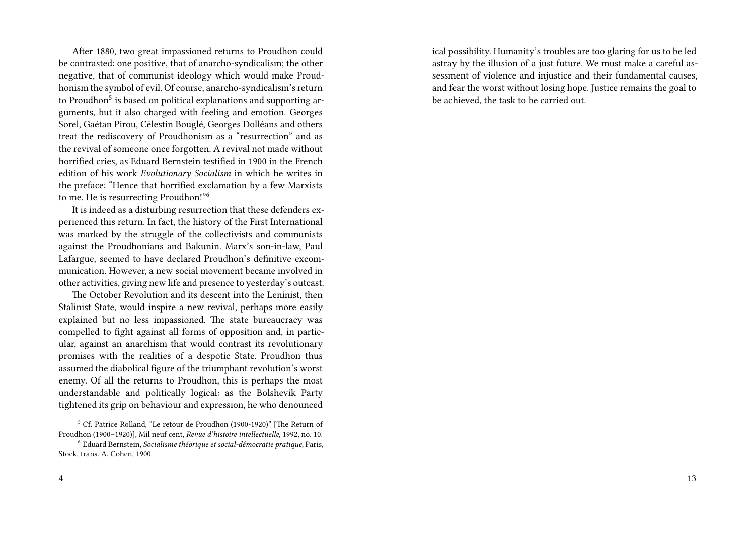After 1880, two great impassioned returns to Proudhon could be contrasted: one positive, that of anarcho-syndicalism; the other negative, that of communist ideology which would make Proudhonism the symbol of evil. Of course, anarcho-syndicalism's return to Proudhon[5] is based on political explanations and supporting arguments, but it also charged with feeling and emotion. Georges Sorel, Gaétan Pirou, Célestin Bouglé, Georges Dolléans and others treat the rediscovery of Proudhonism as a "resurrection" and as the revival of someone once forgotten. A revival not made without horrified cries, as Eduard Bernstein testified in 1900 in the French edition of his work *Evolutionary Socialism* in which he writes in the preface: "Hence that horrified exclamation by a few Marxists to me. He is resurrecting Proudhon!"[6]

It is indeed as a disturbing resurrection that these defenders experienced this return. In fact, the history of the First International was marked by the struggle of the collectivists and communists against the Proudhonians and Bakunin. Marx's son-in-law, Paul Lafargue, seemed to have declared Proudhon's definitive excommunication. However, a new social movement became involved in other activities, giving new life and presence to yesterday's outcast.

The October Revolution and its descent into the Leninist, then Stalinist State, would inspire a new revival, perhaps more easily explained but no less impassioned. The state bureaucracy was compelled to fight against all forms of opposition and, in particular, against an anarchism that would contrast its revolutionary promises with the realities of a despotic State. Proudhon thus assumed the diabolical figure of the triumphant revolution's worst enemy. Of all the returns to Proudhon, this is perhaps the most understandable and politically logical: as the Bolshevik Party tightened its grip on behaviour and expression, he who denounced

[5] Cf. Patrice Rolland, "Le retour de Proudhon (1900-1920)" [The Return of Proudhon (1900–1920)], Mil neuf cent, *Revue d'histoire intellectuelle*, 1992, no. 10.

[6] Eduard Bernstein, *Socialisme théorique et social-démocratie pratique*, Paris, Stock, trans. A. Cohen, 1900.

ical possibility. Humanity's troubles are too glaring for us to be led astray by the illusion of a just future. We must make a careful assessment of violence and injustice and their fundamental causes, and fear the worst without losing hope. Justice remains the goal to be achieved, the task to be carried out.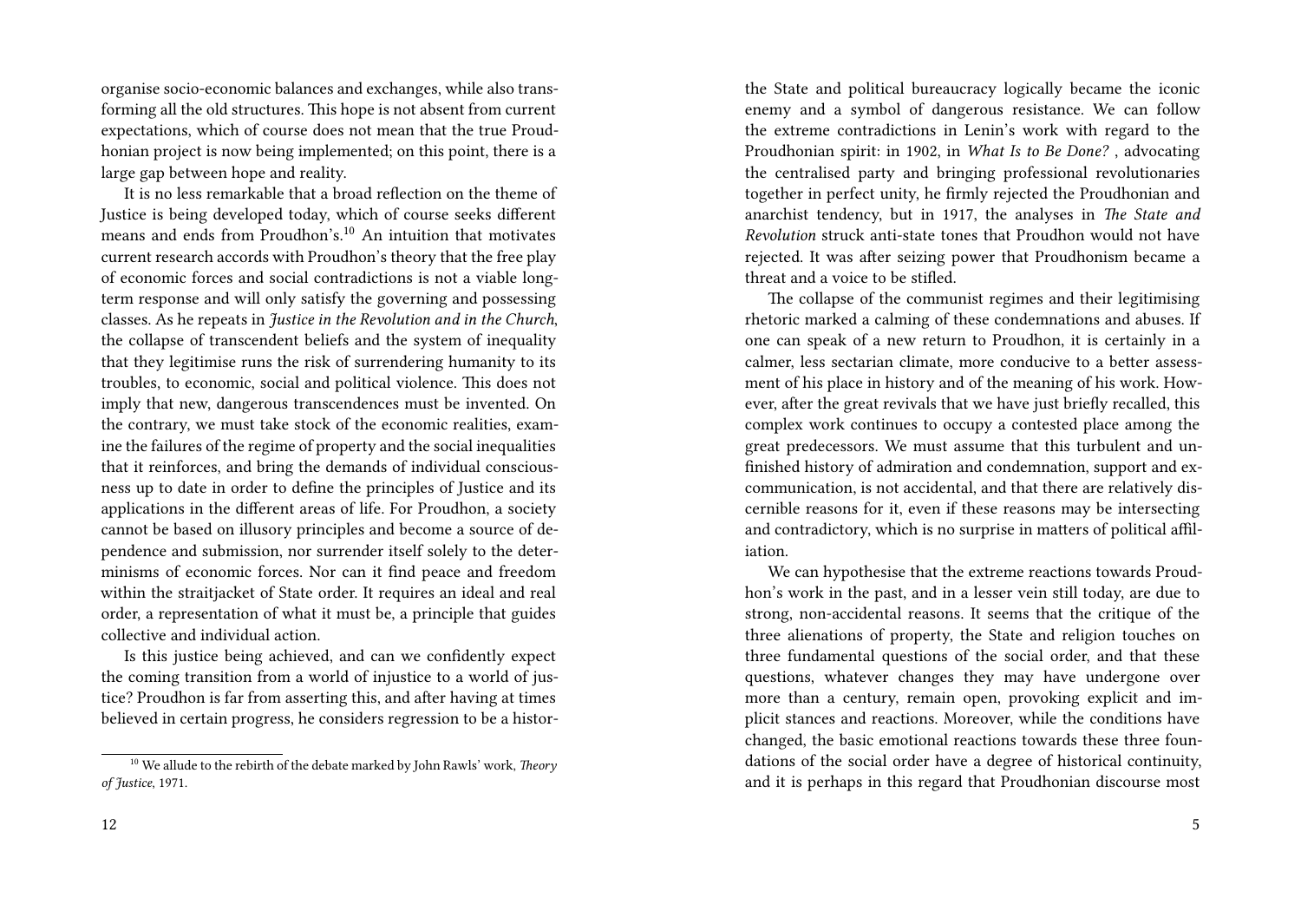organise socio-economic balances and exchanges, while also transforming all the old structures. This hope is not absent from current expectations, which of course does not mean that the true Proudhonian project is now being implemented; on this point, there is a large gap between hope and reality.

It is no less remarkable that a broad reflection on the theme of Justice is being developed today, which of course seeks different means and ends from Proudhon's.[10] An intuition that motivates current research accords with Proudhon's theory that the free play of economic forces and social contradictions is not a viable long-term response and will only satisfy the governing and possessing classes. As he repeats in *Justice in the Revolution and in the Church*, the collapse of transcendent beliefs and the system of inequality that they legitimise runs the risk of surrendering humanity to its troubles, to economic, social and political violence. This does not imply that new, dangerous transcendences must be invented. On the contrary, we must take stock of the economic realities, examine the failures of the regime of property and the social inequalities that it reinforces, and bring the demands of individual consciousness up to date in order to define the principles of Justice and its applications in the different areas of life. For Proudhon, a society cannot be based on illusory principles and become a source of dependence and submission, nor surrender itself solely to the determinisms of economic forces. Nor can it find peace and freedom within the straitjacket of State order. It requires an ideal and real order, a representation of what it must be, a principle that guides collective and individual action.

Is this justice being achieved, and can we confidently expect the coming transition from a world of injustice to a world of justice? Proudhon is far from asserting this, and after having at times believed in certain progress, he considers regression to be a histor-

[10] We allude to the rebirth of the debate marked by John Rawls' work, *Theory of Justice*, 1971.

the State and political bureaucracy logically became the iconic enemy and a symbol of dangerous resistance. We can follow the extreme contradictions in Lenin's work with regard to the Proudhonian spirit: in 1902, in *What Is to Be Done?* , advocating the centralised party and bringing professional revolutionaries together in perfect unity, he firmly rejected the Proudhonian and anarchist tendency, but in 1917, the analyses in *The State and Revolution* struck anti-state tones that Proudhon would not have rejected. It was after seizing power that Proudhonism became a threat and a voice to be stifled.

The collapse of the communist regimes and their legitimising rhetoric marked a calming of these condemnations and abuses. If one can speak of a new return to Proudhon, it is certainly in a calmer, less sectarian climate, more conducive to a better assessment of his place in history and of the meaning of his work. However, after the great revivals that we have just briefly recalled, this complex work continues to occupy a contested place among the great predecessors. We must assume that this turbulent and unfinished history of admiration and condemnation, support and excommunication, is not accidental, and that there are relatively discernible reasons for it, even if these reasons may be intersecting and contradictory, which is no surprise in matters of political affiliation.

We can hypothesise that the extreme reactions towards Proudhon's work in the past, and in a lesser vein still today, are due to strong, non-accidental reasons. It seems that the critique of the three alienations of property, the State and religion touches on three fundamental questions of the social order, and that these questions, whatever changes they may have undergone over more than a century, remain open, provoking explicit and implicit stances and reactions. Moreover, while the conditions have changed, the basic emotional reactions towards these three foundations of the social order have a degree of historical continuity, and it is perhaps in this regard that Proudhonian discourse most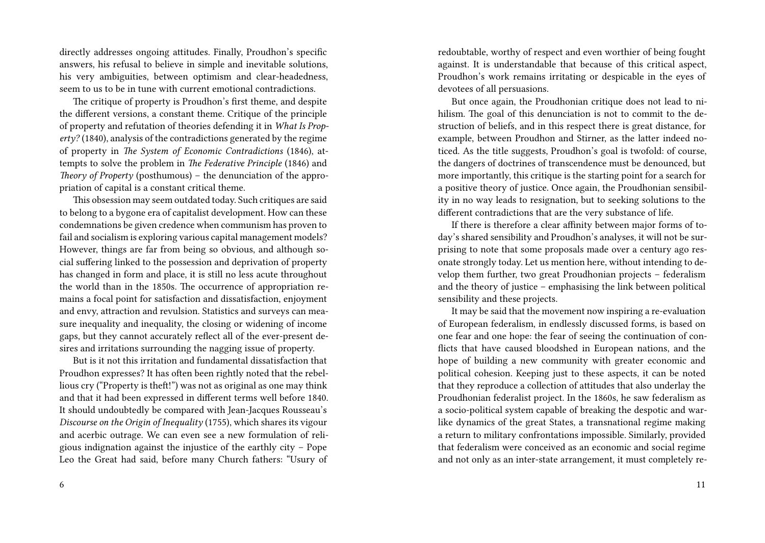directly addresses ongoing attitudes. Finally, Proudhon's specific answers, his refusal to believe in simple and inevitable solutions, his very ambiguities, between optimism and clear-headedness, seem to us to be in tune with current emotional contradictions.

The critique of property is Proudhon's first theme, and despite the different versions, a constant theme. Critique of the principle of property and refutation of theories defending it in *What Is Property?* (1840), analysis of the contradictions generated by the regime of property in *The System of Economic Contradictions* (1846), attempts to solve the problem in *The Federative Principle* (1846) and *Theory of Property* (posthumous) – the denunciation of the appropriation of capital is a constant critical theme.

This obsession may seem outdated today. Such critiques are said to belong to a bygone era of capitalist development. How can these condemnations be given credence when communism has proven to fail and socialism is exploring various capital management models? However, things are far from being so obvious, and although social suffering linked to the possession and deprivation of property has changed in form and place, it is still no less acute throughout the world than in the 1850s. The occurrence of appropriation remains a focal point for satisfaction and dissatisfaction, enjoyment and envy, attraction and revulsion. Statistics and surveys can measure inequality and inequality, the closing or widening of income gaps, but they cannot accurately reflect all of the ever-present desires and irritations surrounding the nagging issue of property.

But is it not this irritation and fundamental dissatisfaction that Proudhon expresses? It has often been rightly noted that the rebellious cry ("Property is theft!") was not as original as one may think and that it had been expressed in different terms well before 1840. It should undoubtedly be compared with Jean-Jacques Rousseau's *Discourse on the Origin of Inequality* (1755), which shares its vigour and acerbic outrage. We can even see a new formulation of religious indignation against the injustice of the earthly city – Pope Leo the Great had said, before many Church fathers: "Usury of

redoubtable, worthy of respect and even worthier of being fought against. It is understandable that because of this critical aspect, Proudhon's work remains irritating or despicable in the eyes of devotees of all persuasions.

But once again, the Proudhonian critique does not lead to nihilism. The goal of this denunciation is not to commit to the destruction of beliefs, and in this respect there is great distance, for example, between Proudhon and Stirner, as the latter indeed noticed. As the title suggests, Proudhon's goal is twofold: of course, the dangers of doctrines of transcendence must be denounced, but more importantly, this critique is the starting point for a search for a positive theory of justice. Once again, the Proudhonian sensibility in no way leads to resignation, but to seeking solutions to the different contradictions that are the very substance of life.

If there is therefore a clear affinity between major forms of today's shared sensibility and Proudhon's analyses, it will not be surprising to note that some proposals made over a century ago resonate strongly today. Let us mention here, without intending to develop them further, two great Proudhonian projects – federalism and the theory of justice – emphasising the link between political sensibility and these projects.

It may be said that the movement now inspiring a re-evaluation of European federalism, in endlessly discussed forms, is based on one fear and one hope: the fear of seeing the continuation of conflicts that have caused bloodshed in European nations, and the hope of building a new community with greater economic and political cohesion. Keeping just to these aspects, it can be noted that they reproduce a collection of attitudes that also underlay the Proudhonian federalist project. In the 1860s, he saw federalism as a socio-political system capable of breaking the despotic and warlike dynamics of the great States, a transnational regime making a return to military confrontations impossible. Similarly, provided that federalism were conceived as an economic and social regime and not only as an inter-state arrangement, it must completely re-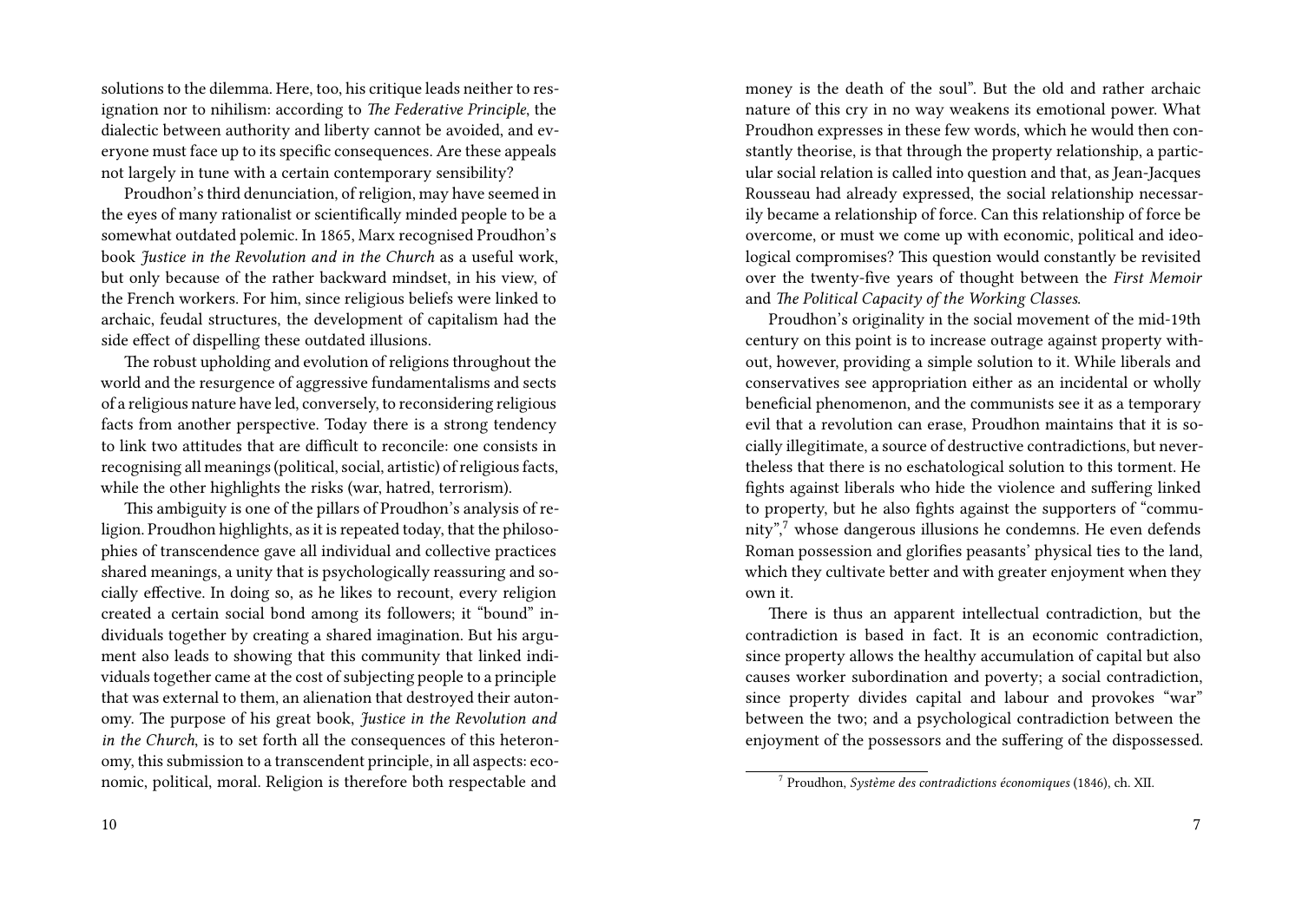solutions to the dilemma. Here, too, his critique leads neither to resignation nor to nihilism: according to *The Federative Principle*, the dialectic between authority and liberty cannot be avoided, and everyone must face up to its specific consequences. Are these appeals not largely in tune with a certain contemporary sensibility?

Proudhon's third denunciation, of religion, may have seemed in the eyes of many rationalist or scientifically minded people to be a somewhat outdated polemic. In 1865, Marx recognised Proudhon's book *Justice in the Revolution and in the Church* as a useful work, but only because of the rather backward mindset, in his view, of the French workers. For him, since religious beliefs were linked to archaic, feudal structures, the development of capitalism had the side effect of dispelling these outdated illusions.

The robust upholding and evolution of religions throughout the world and the resurgence of aggressive fundamentalisms and sects of a religious nature have led, conversely, to reconsidering religious facts from another perspective. Today there is a strong tendency to link two attitudes that are difficult to reconcile: one consists in recognising all meanings (political, social, artistic) of religious facts, while the other highlights the risks (war, hatred, terrorism).

This ambiguity is one of the pillars of Proudhon's analysis of religion. Proudhon highlights, as it is repeated today, that the philosophies of transcendence gave all individual and collective practices shared meanings, a unity that is psychologically reassuring and socially effective. In doing so, as he likes to recount, every religion created a certain social bond among its followers; it "bound" individuals together by creating a shared imagination. But his argument also leads to showing that this community that linked individuals together came at the cost of subjecting people to a principle that was external to them, an alienation that destroyed their autonomy. The purpose of his great book, *Justice in the Revolution and in the Church*, is to set forth all the consequences of this heteronomy, this submission to a transcendent principle, in all aspects: economic, political, moral. Religion is therefore both respectable and

money is the death of the soul". But the old and rather archaic nature of this cry in no way weakens its emotional power. What Proudhon expresses in these few words, which he would then constantly theorise, is that through the property relationship, a particular social relation is called into question and that, as Jean-Jacques Rousseau had already expressed, the social relationship necessarily became a relationship of force. Can this relationship of force be overcome, or must we come up with economic, political and ideological compromises? This question would constantly be revisited over the twenty-five years of thought between the *First Memoir* and *The Political Capacity of the Working Classes*.

Proudhon's originality in the social movement of the mid-19th century on this point is to increase outrage against property without, however, providing a simple solution to it. While liberals and conservatives see appropriation either as an incidental or wholly beneficial phenomenon, and the communists see it as a temporary evil that a revolution can erase, Proudhon maintains that it is socially illegitimate, a source of destructive contradictions, but nevertheless that there is no eschatological solution to this torment. He fights against liberals who hide the violence and suffering linked to property, but he also fights against the supporters of "community",[7] whose dangerous illusions he condemns. He even defends Roman possession and glorifies peasants' physical ties to the land, which they cultivate better and with greater enjoyment when they own it.

There is thus an apparent intellectual contradiction, but the contradiction is based in fact. It is an economic contradiction, since property allows the healthy accumulation of capital but also causes worker subordination and poverty; a social contradiction, since property divides capital and labour and provokes "war" between the two; and a psychological contradiction between the enjoyment of the possessors and the suffering of the dispossessed.

[7] Proudhon, *Système des contradictions économiques* (1846), ch. XII.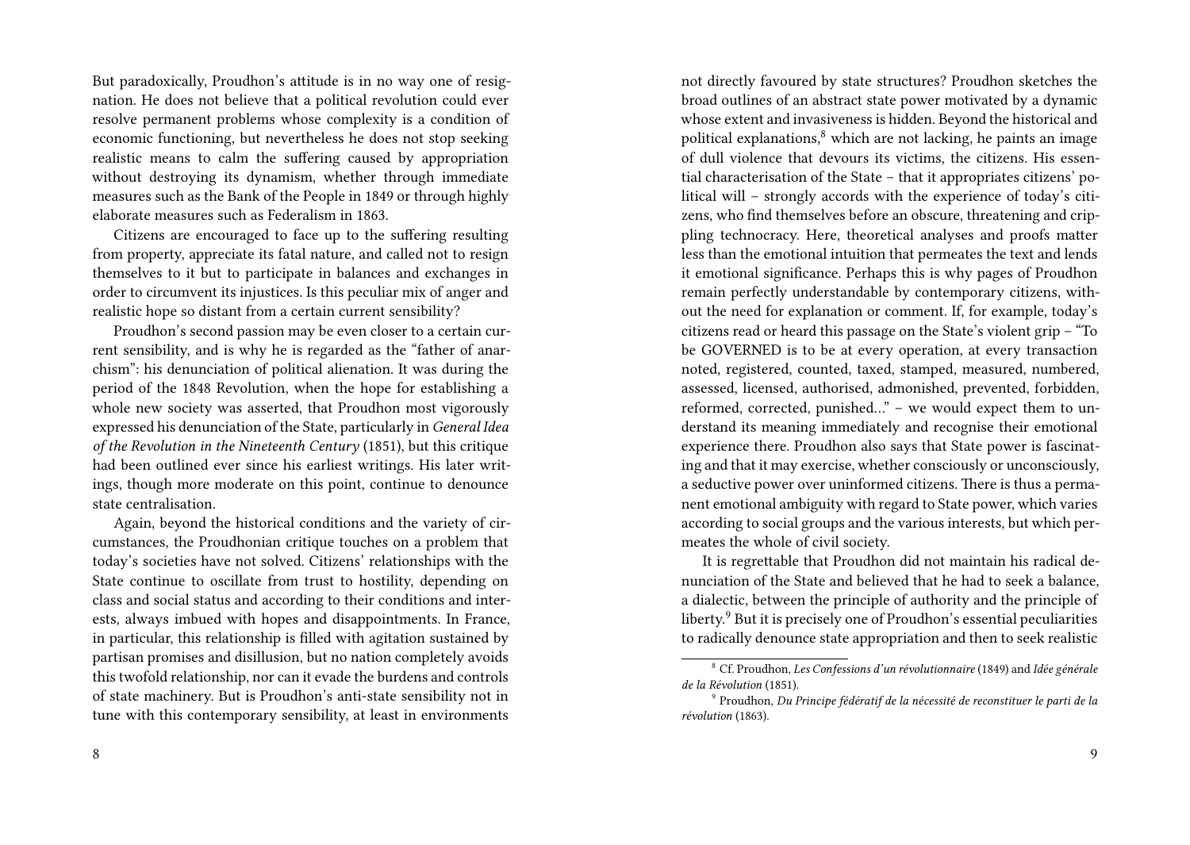But paradoxically, Proudhon's attitude is in no way one of resignation. He does not believe that a political revolution could ever resolve permanent problems whose complexity is a condition of economic functioning, but nevertheless he does not stop seeking realistic means to calm the suffering caused by appropriation without destroying its dynamism, whether through immediate measures such as the Bank of the People in 1849 or through highly elaborate measures such as Federalism in 1863.

Citizens are encouraged to face up to the suffering resulting from property, appreciate its fatal nature, and called not to resign themselves to it but to participate in balances and exchanges in order to circumvent its injustices. Is this peculiar mix of anger and realistic hope so distant from a certain current sensibility?

Proudhon's second passion may be even closer to a certain current sensibility, and is why he is regarded as the "father of anarchism": his denunciation of political alienation. It was during the period of the 1848 Revolution, when the hope for establishing a whole new society was asserted, that Proudhon most vigorously expressed his denunciation of the State, particularly in *General Idea of the Revolution in the Nineteenth Century* (1851), but this critique had been outlined ever since his earliest writings. His later writings, though more moderate on this point, continue to denounce state centralisation.

Again, beyond the historical conditions and the variety of circumstances, the Proudhonian critique touches on a problem that today's societies have not solved. Citizens' relationships with the State continue to oscillate from trust to hostility, depending on class and social status and according to their conditions and interests, always imbued with hopes and disappointments. In France, in particular, this relationship is filled with agitation sustained by partisan promises and disillusion, but no nation completely avoids this twofold relationship, nor can it evade the burdens and controls of state machinery. But is Proudhon's anti-state sensibility not in tune with this contemporary sensibility, at least in environments not directly favoured by state structures? Proudhon sketches the broad outlines of an abstract state power motivated by a dynamic whose extent and invasiveness is hidden. Beyond the historical and political explanations,[8] which are not lacking, he paints an image of dull violence that devours its victims, the citizens. His essential characterisation of the State – that it appropriates citizens' political will – strongly accords with the experience of today's citizens, who find themselves before an obscure, threatening and crippling technocracy. Here, theoretical analyses and proofs matter less than the emotional intuition that permeates the text and lends it emotional significance. Perhaps this is why pages of Proudhon remain perfectly understandable by contemporary citizens, without the need for explanation or comment. If, for example, today's citizens read or heard this passage on the State's violent grip – "To be GOVERNED is to be at every operation, at every transaction noted, registered, counted, taxed, stamped, measured, numbered, assessed, licensed, authorised, admonished, prevented, forbidden, reformed, corrected, punished…" – we would expect them to understand its meaning immediately and recognise their emotional experience there. Proudhon also says that State power is fascinating and that it may exercise, whether consciously or unconsciously, a seductive power over uninformed citizens. There is thus a permanent emotional ambiguity with regard to State power, which varies according to social groups and the various interests, but which permeates the whole of civil society.

It is regrettable that Proudhon did not maintain his radical denunciation of the State and believed that he had to seek a balance, a dialectic, between the principle of authority and the principle of liberty.[9] But it is precisely one of Proudhon's essential peculiarities to radically denounce state appropriation and then to seek realistic

[8] Cf. Proudhon, *Les Confessions d'un révolutionnaire* (1849) and *Idée générale de la Révolution* (1851).

[9] Proudhon, *Du Principe fédératif de la nécessité de reconstituer le parti de la révolution* (1863).